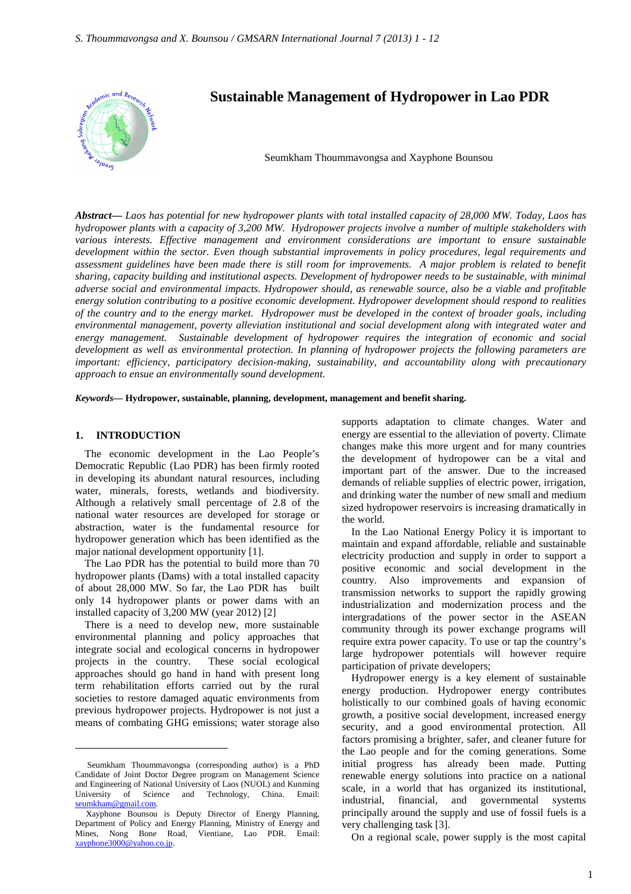# Sustainable Management of Hydropower in Lao PDR

Seumkham Thoummavongsa and Xayphone Bounsou

***Abstract***— *Laos has potential for new hydropower plants with total installed capacity of 28,000 MW. Today, Laos has hydropower plants with a capacity of 3,200 MW. Hydropower projects involve a number of multiple stakeholders with various interests. Effective management and environment considerations are important to ensure sustainable development within the sector. Even though substantial improvements in policy procedures, legal requirements and assessment guidelines have been made there is still room for improvements. A major problem is related to benefit sharing, capacity building and institutional aspects. Development of hydropower needs to be sustainable, with minimal adverse social and environmental impacts. Hydropower should, as renewable source, also be a viable and profitable energy solution contributing to a positive economic development. Hydropower development should respond to realities of the country and to the energy market. Hydropower must be developed in the context of broader goals, including environmental management, poverty alleviation institutional and social development along with integrated water and energy management. Sustainable development of hydropower requires the integration of economic and social development as well as environmental protection. In planning of hydropower projects the following parameters are important: efficiency, participatory decision-making, sustainability, and accountability along with precautionary approach to ensue an environmentally sound development.*

***Keywords***— **Hydropower, sustainable, planning, development, management and benefit sharing.**

## 1. INTRODUCTION

The economic development in the Lao People's Democratic Republic (Lao PDR) has been firmly rooted in developing its abundant natural resources, including water, minerals, forests, wetlands and biodiversity. Although a relatively small percentage of 2.8 of the national water resources are developed for storage or abstraction, water is the fundamental resource for hydropower generation which has been identified as the major national development opportunity [1].

The Lao PDR has the potential to build more than 70 hydropower plants (Dams) with a total installed capacity of about 28,000 MW. So far, the Lao PDR has built only 14 hydropower plants or power dams with an installed capacity of 3,200 MW (year 2012) [2]

There is a need to develop new, more sustainable environmental planning and policy approaches that integrate social and ecological concerns in hydropower projects in the country. These social ecological approaches should go hand in hand with present long term rehabilitation efforts carried out by the rural societies to restore damaged aquatic environments from previous hydropower projects. Hydropower is not just a means of combating GHG emissions; water storage also supports adaptation to climate changes. Water and energy are essential to the alleviation of poverty. Climate changes make this more urgent and for many countries the development of hydropower can be a vital and important part of the answer. Due to the increased demands of reliable supplies of electric power, irrigation, and drinking water the number of new small and medium sized hydropower reservoirs is increasing dramatically in the world.

In the Lao National Energy Policy it is important to maintain and expand affordable, reliable and sustainable electricity production and supply in order to support a positive economic and social development in the country. Also improvements and expansion of transmission networks to support the rapidly growing industrialization and modernization process and the intergradations of the power sector in the ASEAN community through its power exchange programs will require extra power capacity. To use or tap the country's large hydropower potentials will however require participation of private developers;

Hydropower energy is a key element of sustainable energy production. Hydropower energy contributes holistically to our combined goals of having economic growth, a positive social development, increased energy security, and a good environmental protection. All factors promising a brighter, safer, and cleaner future for the Lao people and for the coming generations. Some initial progress has already been made. Putting renewable energy solutions into practice on a national scale, in a world that has organized its institutional, industrial, financial, and governmental systems principally around the supply and use of fossil fuels is a very challenging task [3].

On a regional scale, power supply is the most capital

---

Seumkham Thoummavongsa (corresponding author) is a PhD Candidate of Joint Doctor Degree program on Management Science and Engineering of National University of Laos (NUOL) and Kunming University of Science and Technology, China. Email: seumkham@gmail.com.

Xayphone Bounsou is Deputy Director of Energy Planning, Department of Policy and Energy Planning, Ministry of Energy and Mines, Nong Bone Road, Vientiane, Lao PDR. Email: xayphone3000@yahoo.co.jp.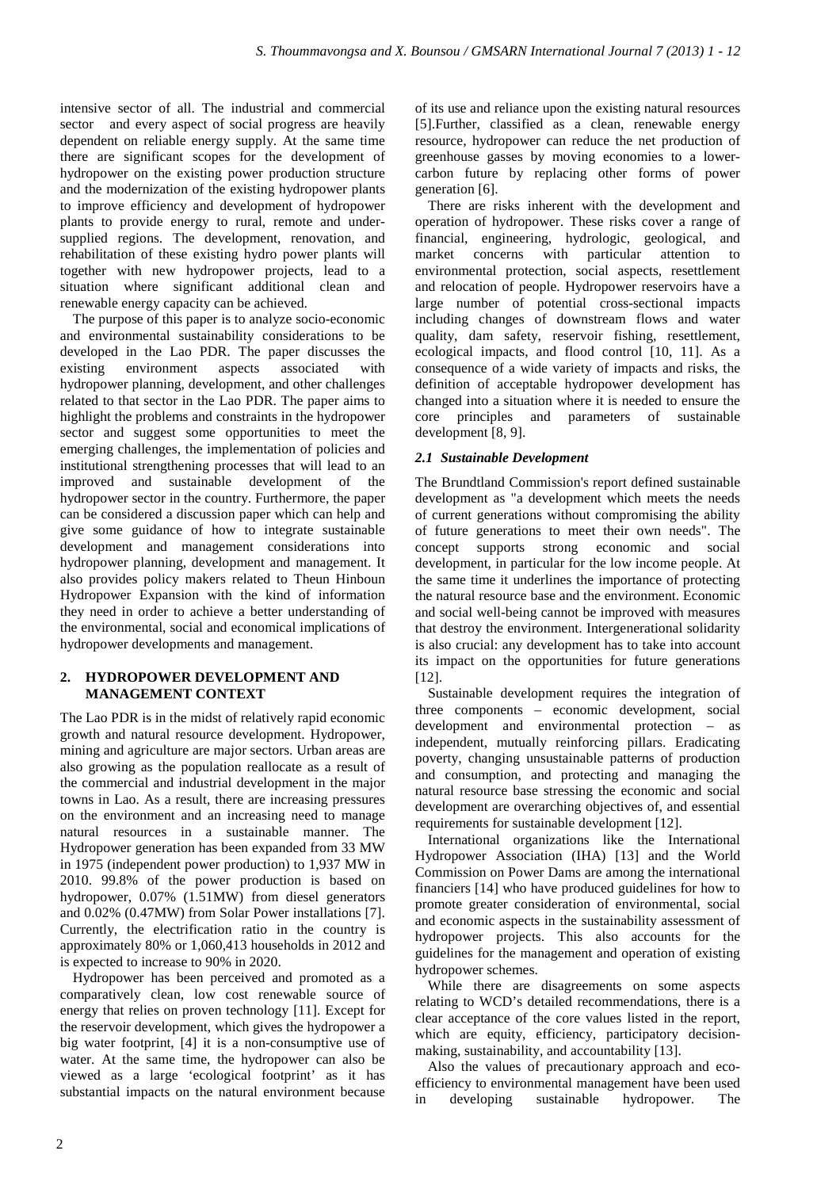intensive sector of all. The industrial and commercial sector and every aspect of social progress are heavily dependent on reliable energy supply. At the same time there are significant scopes for the development of hydropower on the existing power production structure and the modernization of the existing hydropower plants to improve efficiency and development of hydropower plants to provide energy to rural, remote and under-supplied regions. The development, renovation, and rehabilitation of these existing hydro power plants will together with new hydropower projects, lead to a situation where significant additional clean and renewable energy capacity can be achieved.

The purpose of this paper is to analyze socio-economic and environmental sustainability considerations to be developed in the Lao PDR. The paper discusses the existing environment aspects associated with hydropower planning, development, and other challenges related to that sector in the Lao PDR. The paper aims to highlight the problems and constraints in the hydropower sector and suggest some opportunities to meet the emerging challenges, the implementation of policies and institutional strengthening processes that will lead to an improved and sustainable development of the hydropower sector in the country. Furthermore, the paper can be considered a discussion paper which can help and give some guidance of how to integrate sustainable development and management considerations into hydropower planning, development and management. It also provides policy makers related to Theun Hinboun Hydropower Expansion with the kind of information they need in order to achieve a better understanding of the environmental, social and economical implications of hydropower developments and management.

## 2. HYDROPOWER DEVELOPMENT AND MANAGEMENT CONTEXT

The Lao PDR is in the midst of relatively rapid economic growth and natural resource development. Hydropower, mining and agriculture are major sectors. Urban areas are also growing as the population reallocate as a result of the commercial and industrial development in the major towns in Lao. As a result, there are increasing pressures on the environment and an increasing need to manage natural resources in a sustainable manner. The Hydropower generation has been expanded from 33 MW in 1975 (independent power production) to 1,937 MW in 2010. 99.8% of the power production is based on hydropower, 0.07% (1.51MW) from diesel generators and 0.02% (0.47MW) from Solar Power installations [7]. Currently, the electrification ratio in the country is approximately 80% or 1,060,413 households in 2012 and is expected to increase to 90% in 2020.

Hydropower has been perceived and promoted as a comparatively clean, low cost renewable source of energy that relies on proven technology [11]. Except for the reservoir development, which gives the hydropower a big water footprint, [4] it is a non-consumptive use of water. At the same time, the hydropower can also be viewed as a large 'ecological footprint' as it has substantial impacts on the natural environment because of its use and reliance upon the existing natural resources [5].Further, classified as a clean, renewable energy resource, hydropower can reduce the net production of greenhouse gasses by moving economies to a lower-carbon future by replacing other forms of power generation [6].

There are risks inherent with the development and operation of hydropower. These risks cover a range of financial, engineering, hydrologic, geological, and market concerns with particular attention to environmental protection, social aspects, resettlement and relocation of people. Hydropower reservoirs have a large number of potential cross-sectional impacts including changes of downstream flows and water quality, dam safety, reservoir fishing, resettlement, ecological impacts, and flood control [10, 11]. As a consequence of a wide variety of impacts and risks, the definition of acceptable hydropower development has changed into a situation where it is needed to ensure the core principles and parameters of sustainable development [8, 9].

### *2.1 Sustainable Development*

The Brundtland Commission's report defined sustainable development as "a development which meets the needs of current generations without compromising the ability of future generations to meet their own needs". The concept supports strong economic and social development, in particular for the low income people. At the same time it underlines the importance of protecting the natural resource base and the environment. Economic and social well-being cannot be improved with measures that destroy the environment. Intergenerational solidarity is also crucial: any development has to take into account its impact on the opportunities for future generations [12].

Sustainable development requires the integration of three components – economic development, social development and environmental protection – as independent, mutually reinforcing pillars. Eradicating poverty, changing unsustainable patterns of production and consumption, and protecting and managing the natural resource base stressing the economic and social development are overarching objectives of, and essential requirements for sustainable development [12].

International organizations like the International Hydropower Association (IHA) [13] and the World Commission on Power Dams are among the international financiers [14] who have produced guidelines for how to promote greater consideration of environmental, social and economic aspects in the sustainability assessment of hydropower projects. This also accounts for the guidelines for the management and operation of existing hydropower schemes.

While there are disagreements on some aspects relating to WCD's detailed recommendations, there is a clear acceptance of the core values listed in the report, which are equity, efficiency, participatory decision-making, sustainability, and accountability [13].

Also the values of precautionary approach and eco-efficiency to environmental management have been used in developing sustainable hydropower. The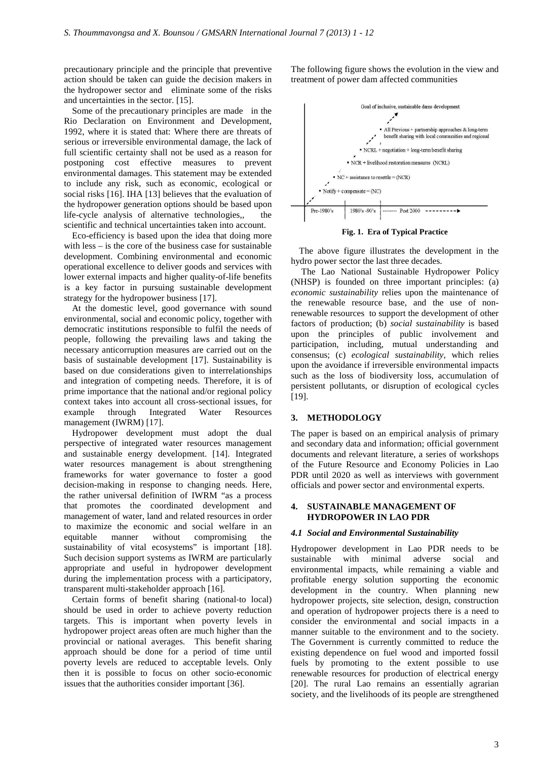precautionary principle and the principle that preventive action should be taken can guide the decision makers in the hydropower sector and eliminate some of the risks and uncertainties in the sector. [15].

Some of the precautionary principles are made in the Rio Declaration on Environment and Development, 1992, where it is stated that: Where there are threats of serious or irreversible environmental damage, the lack of full scientific certainty shall not be used as a reason for postponing cost effective measures to prevent environmental damages. This statement may be extended to include any risk, such as economic, ecological or social risks [16]. IHA [13] believes that the evaluation of the hydropower generation options should be based upon life-cycle analysis of alternative technologies,, the scientific and technical uncertainties taken into account.

Eco-efficiency is based upon the idea that doing more with less – is the core of the business case for sustainable development. Combining environmental and economic operational excellence to deliver goods and services with lower external impacts and higher quality-of-life benefits is a key factor in pursuing sustainable development strategy for the hydropower business [17].

At the domestic level, good governance with sound environmental, social and economic policy, together with democratic institutions responsible to fulfil the needs of people, following the prevailing laws and taking the necessary anticorruption measures are carried out on the basis of sustainable development [17]. Sustainability is based on due considerations given to interrelationships and integration of competing needs. Therefore, it is of prime importance that the national and/or regional policy context takes into account all cross-sectional issues, for example through Integrated Water Resources management (IWRM) [17].

Hydropower development must adopt the dual perspective of integrated water resources management and sustainable energy development. [14]. Integrated water resources management is about strengthening frameworks for water governance to foster a good decision-making in response to changing needs. Here, the rather universal definition of IWRM "as a process that promotes the coordinated development and management of water, land and related resources in order to maximize the economic and social welfare in an equitable manner without compromising the sustainability of vital ecosystems" is important [18]. Such decision support systems as IWRM are particularly appropriate and useful in hydropower development during the implementation process with a participatory, transparent multi-stakeholder approach [16].

Certain forms of benefit sharing (national-to local) should be used in order to achieve poverty reduction targets. This is important when poverty levels in hydropower project areas often are much higher than the provincial or national averages. This benefit sharing approach should be done for a period of time until poverty levels are reduced to acceptable levels. Only then it is possible to focus on other socio-economic issues that the authorities consider important [36].

The following figure shows the evolution in the view and treatment of power dam affected communities

Goal of inclusive, sustainable dams development

- All Previous + partnership approaches & long-term benefit sharing with local communities and regional
- NCRL + negotiation + long-term benefit sharing
- NCR + livelihood restoration measures (NCRL)
- NC + assistance to resettle = (NCR)
- Notify + compensate = (NC)

Pre-1980's | 1980's -90's | -------- Post 2000 ---------►

**Fig. 1. Era of Typical Practice**

The above figure illustrates the development in the hydro power sector the last three decades.

The Lao National Sustainable Hydropower Policy (NHSP) is founded on three important principles: (a) *economic sustainability* relies upon the maintenance of the renewable resource base, and the use of non-renewable resources to support the development of other factors of production; (b) *social sustainability* is based upon the principles of public involvement and participation, including, mutual understanding and consensus; (c) *ecological sustainability*, which relies upon the avoidance if irreversible environmental impacts such as the loss of biodiversity loss, accumulation of persistent pollutants, or disruption of ecological cycles [19].

## 3. METHODOLOGY

The paper is based on an empirical analysis of primary and secondary data and information; official government documents and relevant literature, a series of workshops of the Future Resource and Economy Policies in Lao PDR until 2020 as well as interviews with government officials and power sector and environmental experts.

## 4. SUSTAINABLE MANAGEMENT OF HYDROPOWER IN LAO PDR

### *4.1 Social and Environmental Sustainability*

Hydropower development in Lao PDR needs to be sustainable with minimal adverse social and environmental impacts, while remaining a viable and profitable energy solution supporting the economic development in the country. When planning new hydropower projects, site selection, design, construction and operation of hydropower projects there is a need to consider the environmental and social impacts in a manner suitable to the environment and to the society. The Government is currently committed to reduce the existing dependence on fuel wood and imported fossil fuels by promoting to the extent possible to use renewable resources for production of electrical energy [20]. The rural Lao remains an essentially agrarian society, and the livelihoods of its people are strengthened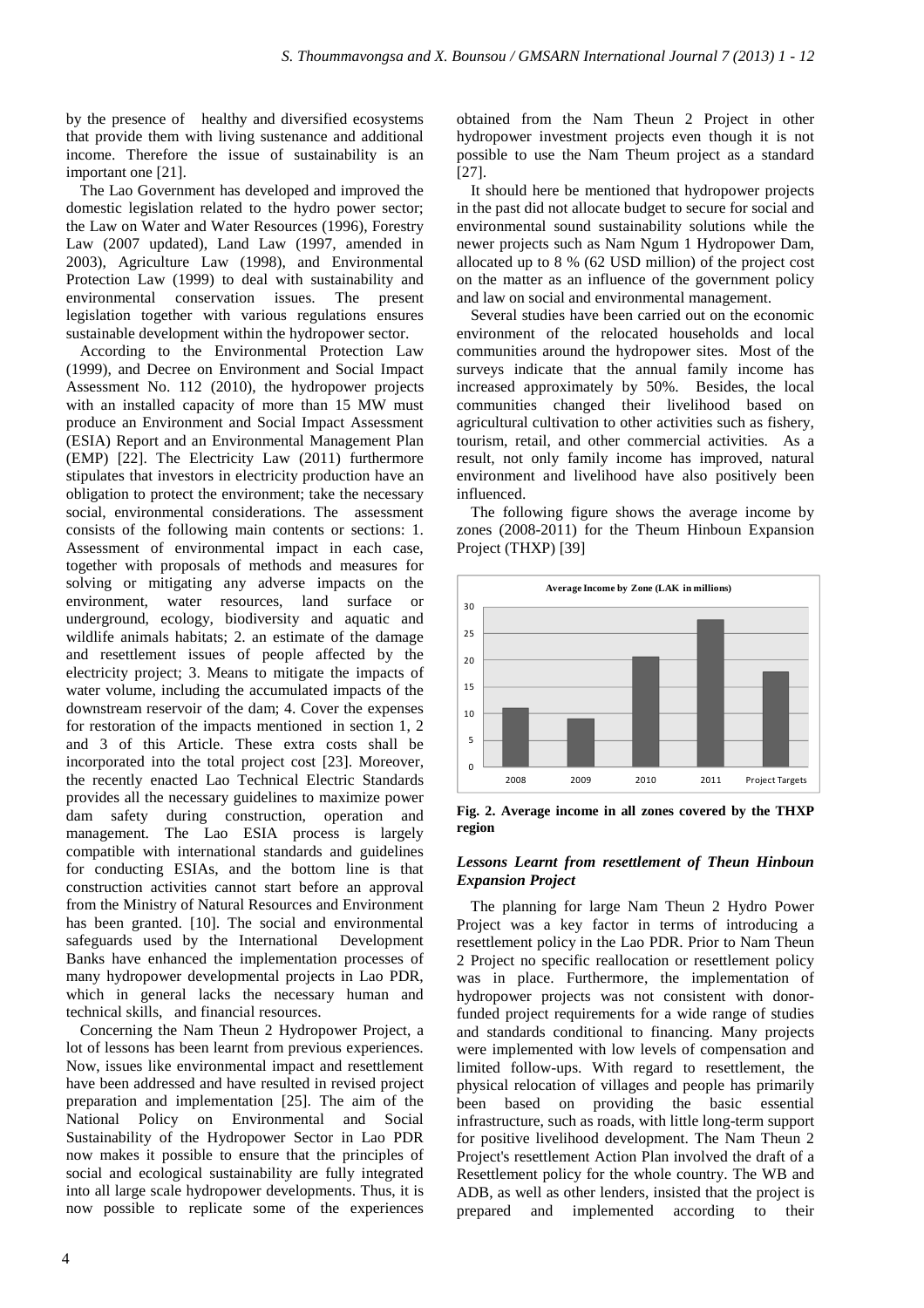by the presence of healthy and diversified ecosystems that provide them with living sustenance and additional income. Therefore the issue of sustainability is an important one [21].

The Lao Government has developed and improved the domestic legislation related to the hydro power sector; the Law on Water and Water Resources (1996), Forestry Law (2007 updated), Land Law (1997, amended in 2003), Agriculture Law (1998), and Environmental Protection Law (1999) to deal with sustainability and environmental conservation issues. The present legislation together with various regulations ensures sustainable development within the hydropower sector.

According to the Environmental Protection Law (1999), and Decree on Environment and Social Impact Assessment No. 112 (2010), the hydropower projects with an installed capacity of more than 15 MW must produce an Environment and Social Impact Assessment (ESIA) Report and an Environmental Management Plan (EMP) [22]. The Electricity Law (2011) furthermore stipulates that investors in electricity production have an obligation to protect the environment; take the necessary social, environmental considerations. The assessment consists of the following main contents or sections: 1. Assessment of environmental impact in each case, together with proposals of methods and measures for solving or mitigating any adverse impacts on the environment, water resources, land surface or underground, ecology, biodiversity and aquatic and wildlife animals habitats; 2. an estimate of the damage and resettlement issues of people affected by the electricity project; 3. Means to mitigate the impacts of water volume, including the accumulated impacts of the downstream reservoir of the dam; 4. Cover the expenses for restoration of the impacts mentioned in section 1, 2 and 3 of this Article. These extra costs shall be incorporated into the total project cost [23]. Moreover, the recently enacted Lao Technical Electric Standards provides all the necessary guidelines to maximize power dam safety during construction, operation and management. The Lao ESIA process is largely compatible with international standards and guidelines for conducting ESIAs, and the bottom line is that construction activities cannot start before an approval from the Ministry of Natural Resources and Environment has been granted. [10]. The social and environmental safeguards used by the International Development Banks have enhanced the implementation processes of many hydropower developmental projects in Lao PDR, which in general lacks the necessary human and technical skills, and financial resources.

Concerning the Nam Theun 2 Hydropower Project, a lot of lessons has been learnt from previous experiences. Now, issues like environmental impact and resettlement have been addressed and have resulted in revised project preparation and implementation [25]. The aim of the National Policy on Environmental and Social Sustainability of the Hydropower Sector in Lao PDR now makes it possible to ensure that the principles of social and ecological sustainability are fully integrated into all large scale hydropower developments. Thus, it is now possible to replicate some of the experiences obtained from the Nam Theun 2 Project in other hydropower investment projects even though it is not possible to use the Nam Theum project as a standard [27].

It should here be mentioned that hydropower projects in the past did not allocate budget to secure for social and environmental sound sustainability solutions while the newer projects such as Nam Ngum 1 Hydropower Dam, allocated up to 8 % (62 USD million) of the project cost on the matter as an influence of the government policy and law on social and environmental management.

Several studies have been carried out on the economic environment of the relocated households and local communities around the hydropower sites. Most of the surveys indicate that the annual family income has increased approximately by 50%. Besides, the local communities changed their livelihood based on agricultural cultivation to other activities such as fishery, tourism, retail, and other commercial activities. As a result, not only family income has improved, natural environment and livelihood have also positively been influenced.

The following figure shows the average income by zones (2008-2011) for the Theum Hinboun Expansion Project (THXP) [39]

**Fig. 2. Average income in all zones covered by the THXP region**

### *Lessons Learnt from resettlement of Theun Hinboun Expansion Project*

The planning for large Nam Theun 2 Hydro Power Project was a key factor in terms of introducing a resettlement policy in the Lao PDR. Prior to Nam Theun 2 Project no specific reallocation or resettlement policy was in place. Furthermore, the implementation of hydropower projects was not consistent with donor-funded project requirements for a wide range of studies and standards conditional to financing. Many projects were implemented with low levels of compensation and limited follow-ups. With regard to resettlement, the physical relocation of villages and people has primarily been based on providing the basic essential infrastructure, such as roads, with little long-term support for positive livelihood development. The Nam Theun 2 Project's resettlement Action Plan involved the draft of a Resettlement policy for the whole country. The WB and ADB, as well as other lenders, insisted that the project is prepared and implemented according to their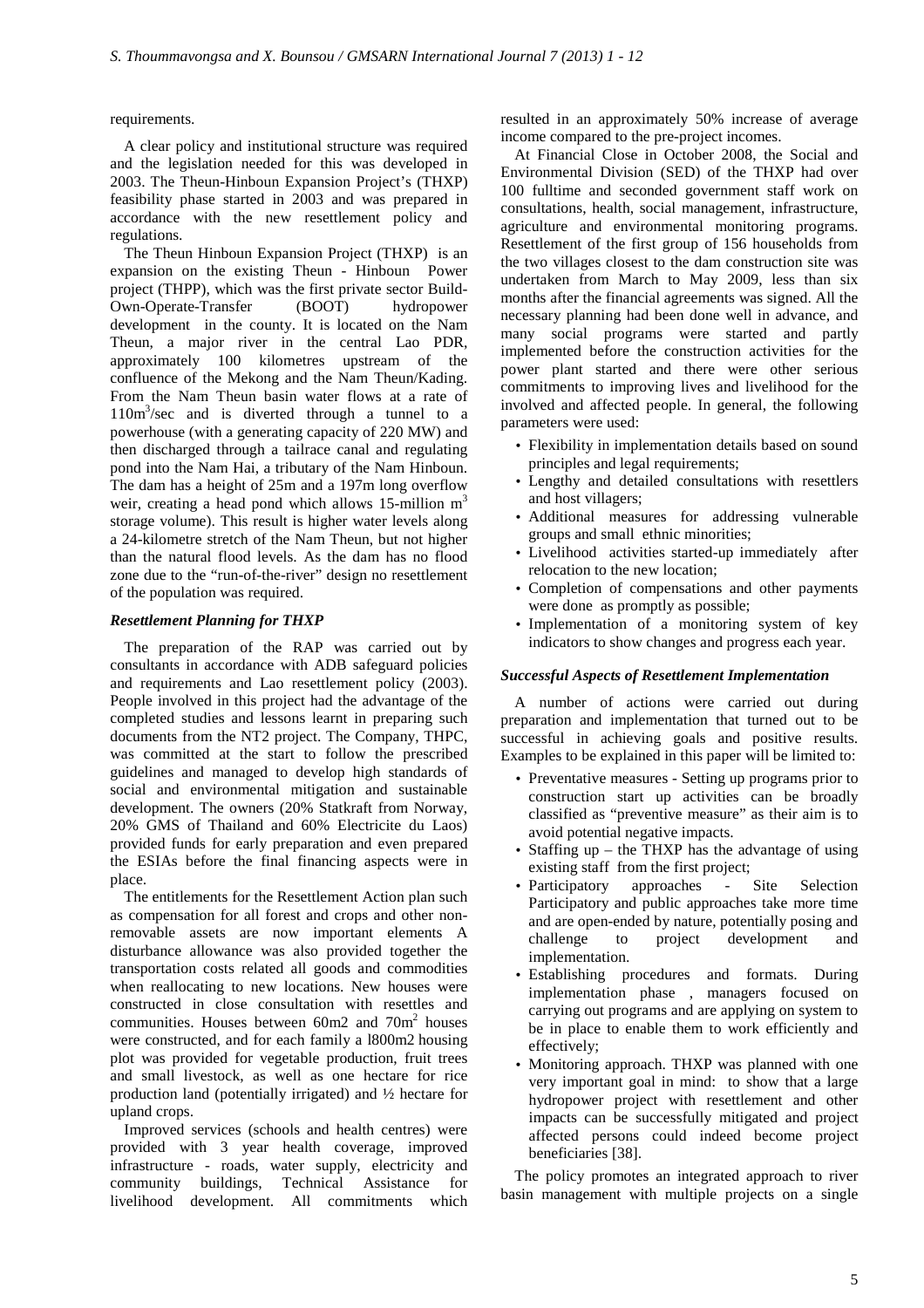requirements.

A clear policy and institutional structure was required and the legislation needed for this was developed in 2003. The Theun-Hinboun Expansion Project's (THXP) feasibility phase started in 2003 and was prepared in accordance with the new resettlement policy and regulations.

The Theun Hinboun Expansion Project (THXP) is an expansion on the existing Theun - Hinboun Power project (THPP), which was the first private sector Build-Own-Operate-Transfer (BOOT) hydropower development in the county. It is located on the Nam Theun, a major river in the central Lao PDR, approximately 100 kilometres upstream of the confluence of the Mekong and the Nam Theun/Kading. From the Nam Theun basin water flows at a rate of $110m^3$/sec and is diverted through a tunnel to a powerhouse (with a generating capacity of 220 MW) and then discharged through a tailrace canal and regulating pond into the Nam Hai, a tributary of the Nam Hinboun. The dam has a height of 25m and a 197m long overflow weir, creating a head pond which allows 15-million $m^3$ storage volume). This result is higher water levels along a 24-kilometre stretch of the Nam Theun, but not higher than the natural flood levels. As the dam has no flood zone due to the "run-of-the-river" design no resettlement of the population was required.

### *Resettlement Planning for THXP*

The preparation of the RAP was carried out by consultants in accordance with ADB safeguard policies and requirements and Lao resettlement policy (2003). People involved in this project had the advantage of the completed studies and lessons learnt in preparing such documents from the NT2 project. The Company, THPC, was committed at the start to follow the prescribed guidelines and managed to develop high standards of social and environmental mitigation and sustainable development. The owners (20% Statkraft from Norway, 20% GMS of Thailand and 60% Electricite du Laos) provided funds for early preparation and even prepared the ESIAs before the final financing aspects were in place.

The entitlements for the Resettlement Action plan such as compensation for all forest and crops and other non-removable assets are now important elements A disturbance allowance was also provided together the transportation costs related all goods and commodities when reallocating to new locations. New houses were constructed in close consultation with resettles and communities. Houses between 60m2 and $70m^2$ houses were constructed, and for each family a l800m2 housing plot was provided for vegetable production, fruit trees and small livestock, as well as one hectare for rice production land (potentially irrigated) and ½ hectare for upland crops.

Improved services (schools and health centres) were provided with 3 year health coverage, improved infrastructure - roads, water supply, electricity and community buildings, Technical Assistance for livelihood development. All commitments which resulted in an approximately 50% increase of average income compared to the pre-project incomes.

At Financial Close in October 2008, the Social and Environmental Division (SED) of the THXP had over 100 fulltime and seconded government staff work on consultations, health, social management, infrastructure, agriculture and environmental monitoring programs. Resettlement of the first group of 156 households from the two villages closest to the dam construction site was undertaken from March to May 2009, less than six months after the financial agreements was signed. All the necessary planning had been done well in advance, and many social programs were started and partly implemented before the construction activities for the power plant started and there were other serious commitments to improving lives and livelihood for the involved and affected people. In general, the following parameters were used:

- Flexibility in implementation details based on sound principles and legal requirements;
- Lengthy and detailed consultations with resettlers and host villagers;
- Additional measures for addressing vulnerable groups and small ethnic minorities;
- Livelihood activities started-up immediately after relocation to the new location;
- Completion of compensations and other payments were done as promptly as possible;
- Implementation of a monitoring system of key indicators to show changes and progress each year.

### *Successful Aspects of Resettlement Implementation*

A number of actions were carried out during preparation and implementation that turned out to be successful in achieving goals and positive results. Examples to be explained in this paper will be limited to:

- Preventative measures - Setting up programs prior to construction start up activities can be broadly classified as "preventive measure" as their aim is to avoid potential negative impacts.
- Staffing up – the THXP has the advantage of using existing staff from the first project;
- Participatory approaches - Site Selection Participatory and public approaches take more time and are open-ended by nature, potentially posing and challenge to project development and implementation.
- Establishing procedures and formats. During implementation phase , managers focused on carrying out programs and are applying on system to be in place to enable them to work efficiently and effectively;
- Monitoring approach. THXP was planned with one very important goal in mind: to show that a large hydropower project with resettlement and other impacts can be successfully mitigated and project affected persons could indeed become project beneficiaries [38].

The policy promotes an integrated approach to river basin management with multiple projects on a single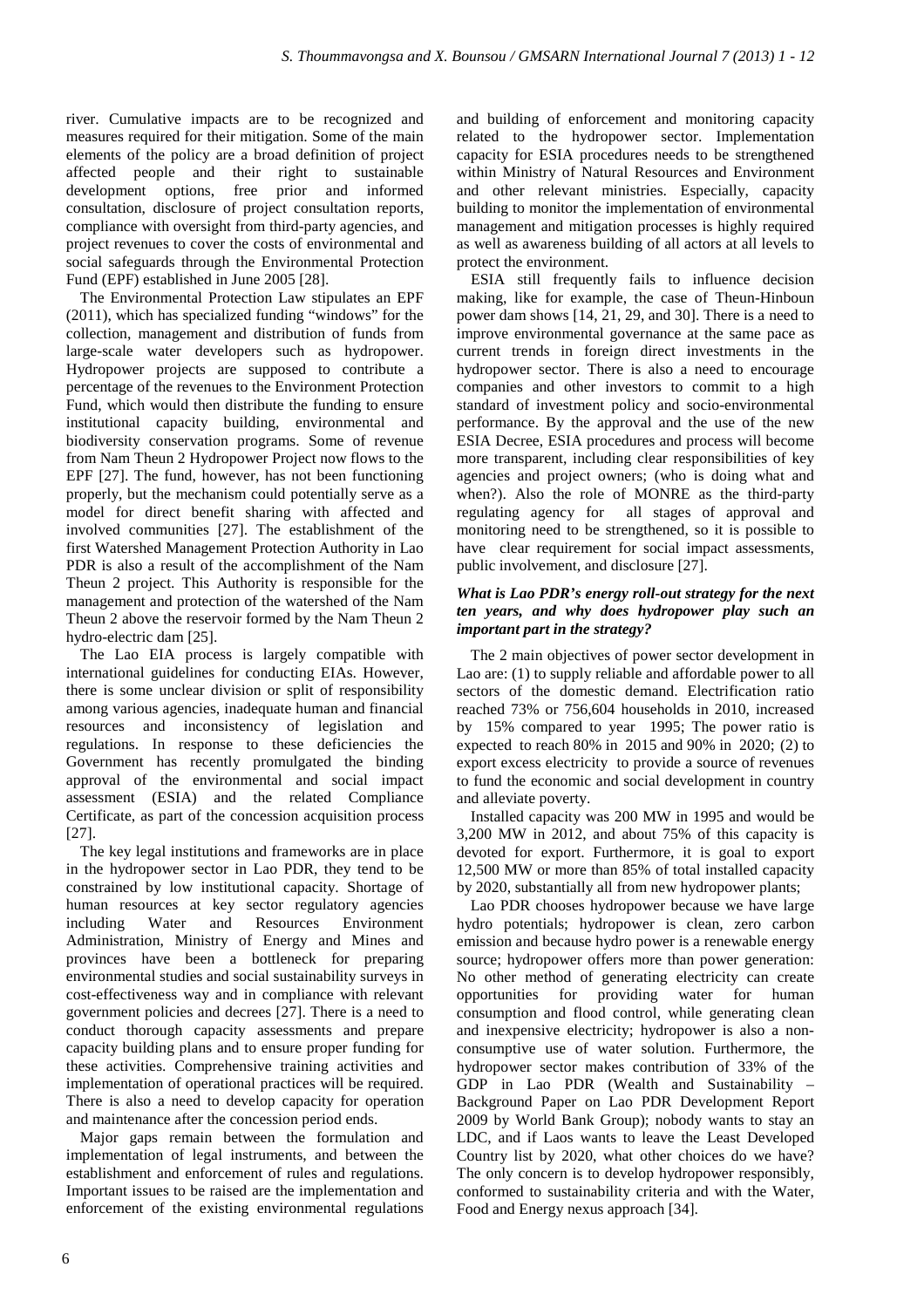river. Cumulative impacts are to be recognized and measures required for their mitigation. Some of the main elements of the policy are a broad definition of project affected people and their right to sustainable development options, free prior and informed consultation, disclosure of project consultation reports, compliance with oversight from third-party agencies, and project revenues to cover the costs of environmental and social safeguards through the Environmental Protection Fund (EPF) established in June 2005 [28].

The Environmental Protection Law stipulates an EPF (2011), which has specialized funding "windows" for the collection, management and distribution of funds from large-scale water developers such as hydropower. Hydropower projects are supposed to contribute a percentage of the revenues to the Environment Protection Fund, which would then distribute the funding to ensure institutional capacity building, environmental and biodiversity conservation programs. Some of revenue from Nam Theun 2 Hydropower Project now flows to the EPF [27]. The fund, however, has not been functioning properly, but the mechanism could potentially serve as a model for direct benefit sharing with affected and involved communities [27]. The establishment of the first Watershed Management Protection Authority in Lao PDR is also a result of the accomplishment of the Nam Theun 2 project. This Authority is responsible for the management and protection of the watershed of the Nam Theun 2 above the reservoir formed by the Nam Theun 2 hydro-electric dam [25].

The Lao EIA process is largely compatible with international guidelines for conducting EIAs. However, there is some unclear division or split of responsibility among various agencies, inadequate human and financial resources and inconsistency of legislation and regulations. In response to these deficiencies the Government has recently promulgated the binding approval of the environmental and social impact assessment (ESIA) and the related Compliance Certificate, as part of the concession acquisition process [27].

The key legal institutions and frameworks are in place in the hydropower sector in Lao PDR, they tend to be constrained by low institutional capacity. Shortage of human resources at key sector regulatory agencies including Water and Resources Environment Administration, Ministry of Energy and Mines and provinces have been a bottleneck for preparing environmental studies and social sustainability surveys in cost-effectiveness way and in compliance with relevant government policies and decrees [27]. There is a need to conduct thorough capacity assessments and prepare capacity building plans and to ensure proper funding for these activities. Comprehensive training activities and implementation of operational practices will be required. There is also a need to develop capacity for operation and maintenance after the concession period ends.

Major gaps remain between the formulation and implementation of legal instruments, and between the establishment and enforcement of rules and regulations. Important issues to be raised are the implementation and enforcement of the existing environmental regulations and building of enforcement and monitoring capacity related to the hydropower sector. Implementation capacity for ESIA procedures needs to be strengthened within Ministry of Natural Resources and Environment and other relevant ministries. Especially, capacity building to monitor the implementation of environmental management and mitigation processes is highly required as well as awareness building of all actors at all levels to protect the environment.

ESIA still frequently fails to influence decision making, like for example, the case of Theun-Hinboun power dam shows [14, 21, 29, and 30]. There is a need to improve environmental governance at the same pace as current trends in foreign direct investments in the hydropower sector. There is also a need to encourage companies and other investors to commit to a high standard of investment policy and socio-environmental performance. By the approval and the use of the new ESIA Decree, ESIA procedures and process will become more transparent, including clear responsibilities of key agencies and project owners; (who is doing what and when?). Also the role of MONRE as the third-party regulating agency for all stages of approval and monitoring need to be strengthened, so it is possible to have clear requirement for social impact assessments, public involvement, and disclosure [27].

### *What is Lao PDR's energy roll-out strategy for the next ten years, and why does hydropower play such an important part in the strategy?*

The 2 main objectives of power sector development in Lao are: (1) to supply reliable and affordable power to all sectors of the domestic demand. Electrification ratio reached 73% or 756,604 households in 2010, increased by 15% compared to year 1995; The power ratio is expected to reach 80% in 2015 and 90% in 2020; (2) to export excess electricity to provide a source of revenues to fund the economic and social development in country and alleviate poverty.

Installed capacity was 200 MW in 1995 and would be 3,200 MW in 2012, and about 75% of this capacity is devoted for export. Furthermore, it is goal to export 12,500 MW or more than 85% of total installed capacity by 2020, substantially all from new hydropower plants;

Lao PDR chooses hydropower because we have large hydro potentials; hydropower is clean, zero carbon emission and because hydro power is a renewable energy source; hydropower offers more than power generation: No other method of generating electricity can create opportunities for providing water for human consumption and flood control, while generating clean and inexpensive electricity; hydropower is also a non-consumptive use of water solution. Furthermore, the hydropower sector makes contribution of 33% of the GDP in Lao PDR (Wealth and Sustainability – Background Paper on Lao PDR Development Report 2009 by World Bank Group); nobody wants to stay an LDC, and if Laos wants to leave the Least Developed Country list by 2020, what other choices do we have? The only concern is to develop hydropower responsibly, conformed to sustainability criteria and with the Water, Food and Energy nexus approach [34].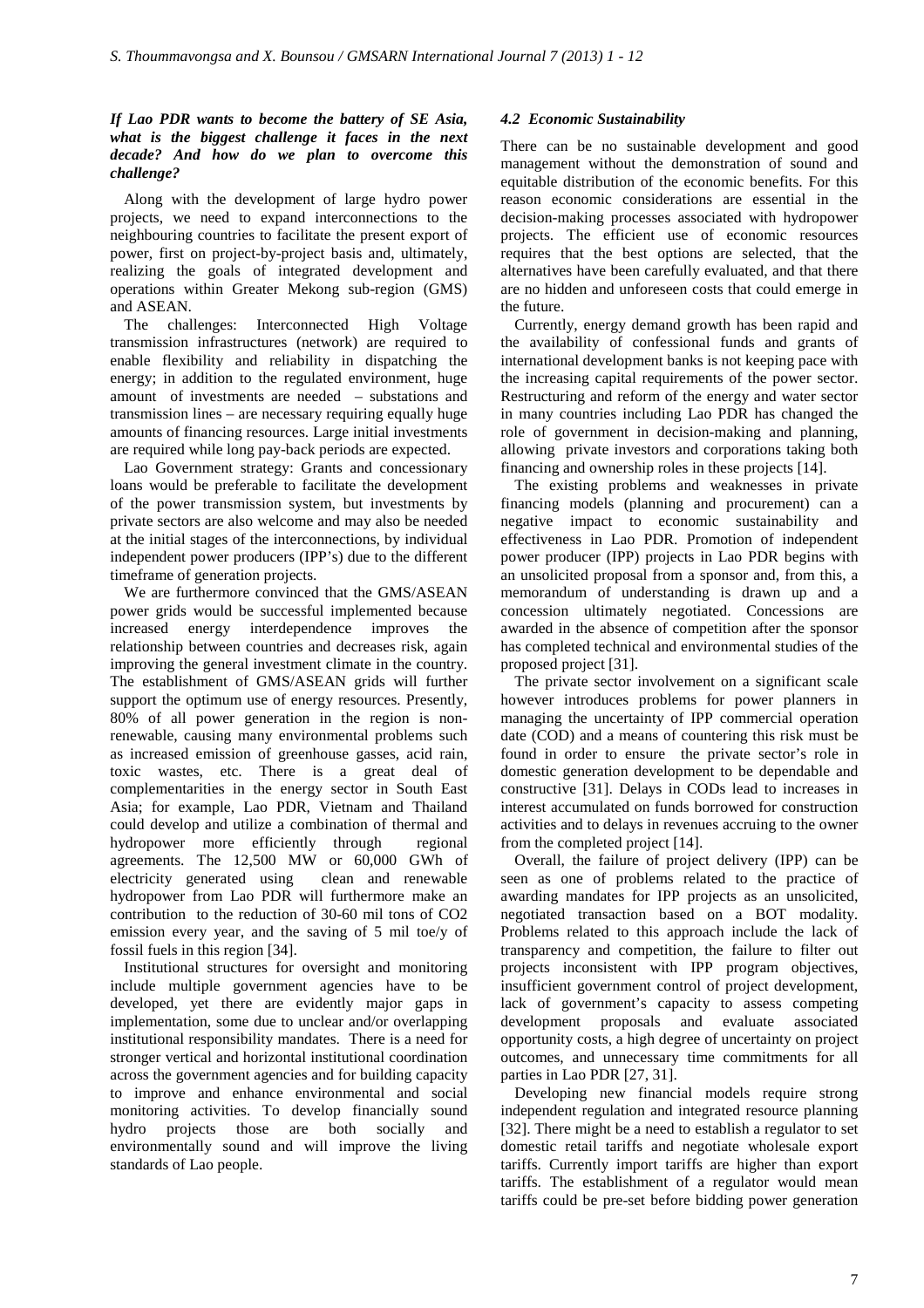***If Lao PDR wants to become the battery of SE Asia, what is the biggest challenge it faces in the next decade? And how do we plan to overcome this challenge?***

Along with the development of large hydro power projects, we need to expand interconnections to the neighbouring countries to facilitate the present export of power, first on project-by-project basis and, ultimately, realizing the goals of integrated development and operations within Greater Mekong sub-region (GMS) and ASEAN.

The challenges: Interconnected High Voltage transmission infrastructures (network) are required to enable flexibility and reliability in dispatching the energy; in addition to the regulated environment, huge amount of investments are needed – substations and transmission lines – are necessary requiring equally huge amounts of financing resources. Large initial investments are required while long pay-back periods are expected.

Lao Government strategy: Grants and concessionary loans would be preferable to facilitate the development of the power transmission system, but investments by private sectors are also welcome and may also be needed at the initial stages of the interconnections, by individual independent power producers (IPP's) due to the different timeframe of generation projects.

We are furthermore convinced that the GMS/ASEAN power grids would be successful implemented because increased energy interdependence improves the relationship between countries and decreases risk, again improving the general investment climate in the country. The establishment of GMS/ASEAN grids will further support the optimum use of energy resources. Presently, 80% of all power generation in the region is non-renewable, causing many environmental problems such as increased emission of greenhouse gasses, acid rain, toxic wastes, etc. There is a great deal of complementarities in the energy sector in South East Asia; for example, Lao PDR, Vietnam and Thailand could develop and utilize a combination of thermal and hydropower more efficiently through regional agreements. The 12,500 MW or 60,000 GWh of electricity generated using clean and renewable hydropower from Lao PDR will furthermore make an contribution to the reduction of 30-60 mil tons of $CO_2$ emission every year, and the saving of 5 mil toe/y of fossil fuels in this region [34].

Institutional structures for oversight and monitoring include multiple government agencies have to be developed, yet there are evidently major gaps in implementation, some due to unclear and/or overlapping institutional responsibility mandates. There is a need for stronger vertical and horizontal institutional coordination across the government agencies and for building capacity to improve and enhance environmental and social monitoring activities. To develop financially sound hydro projects those are both socially and environmentally sound and will improve the living standards of Lao people.

### *4.2 Economic Sustainability*

There can be no sustainable development and good management without the demonstration of sound and equitable distribution of the economic benefits. For this reason economic considerations are essential in the decision-making processes associated with hydropower projects. The efficient use of economic resources requires that the best options are selected, that the alternatives have been carefully evaluated, and that there are no hidden and unforeseen costs that could emerge in the future.

Currently, energy demand growth has been rapid and the availability of confessional funds and grants of international development banks is not keeping pace with the increasing capital requirements of the power sector. Restructuring and reform of the energy and water sector in many countries including Lao PDR has changed the role of government in decision-making and planning, allowing private investors and corporations taking both financing and ownership roles in these projects [14].

The existing problems and weaknesses in private financing models (planning and procurement) can a negative impact to economic sustainability and effectiveness in Lao PDR. Promotion of independent power producer (IPP) projects in Lao PDR begins with an unsolicited proposal from a sponsor and, from this, a memorandum of understanding is drawn up and a concession ultimately negotiated. Concessions are awarded in the absence of competition after the sponsor has completed technical and environmental studies of the proposed project [31].

The private sector involvement on a significant scale however introduces problems for power planners in managing the uncertainty of IPP commercial operation date (COD) and a means of countering this risk must be found in order to ensure the private sector's role in domestic generation development to be dependable and constructive [31]. Delays in CODs lead to increases in interest accumulated on funds borrowed for construction activities and to delays in revenues accruing to the owner from the completed project [14].

Overall, the failure of project delivery (IPP) can be seen as one of problems related to the practice of awarding mandates for IPP projects as an unsolicited, negotiated transaction based on a BOT modality. Problems related to this approach include the lack of transparency and competition, the failure to filter out projects inconsistent with IPP program objectives, insufficient government control of project development, lack of government's capacity to assess competing development proposals and evaluate associated opportunity costs, a high degree of uncertainty on project outcomes, and unnecessary time commitments for all parties in Lao PDR [27, 31].

Developing new financial models require strong independent regulation and integrated resource planning [32]. There might be a need to establish a regulator to set domestic retail tariffs and negotiate wholesale export tariffs. Currently import tariffs are higher than export tariffs. The establishment of a regulator would mean tariffs could be pre-set before bidding power generation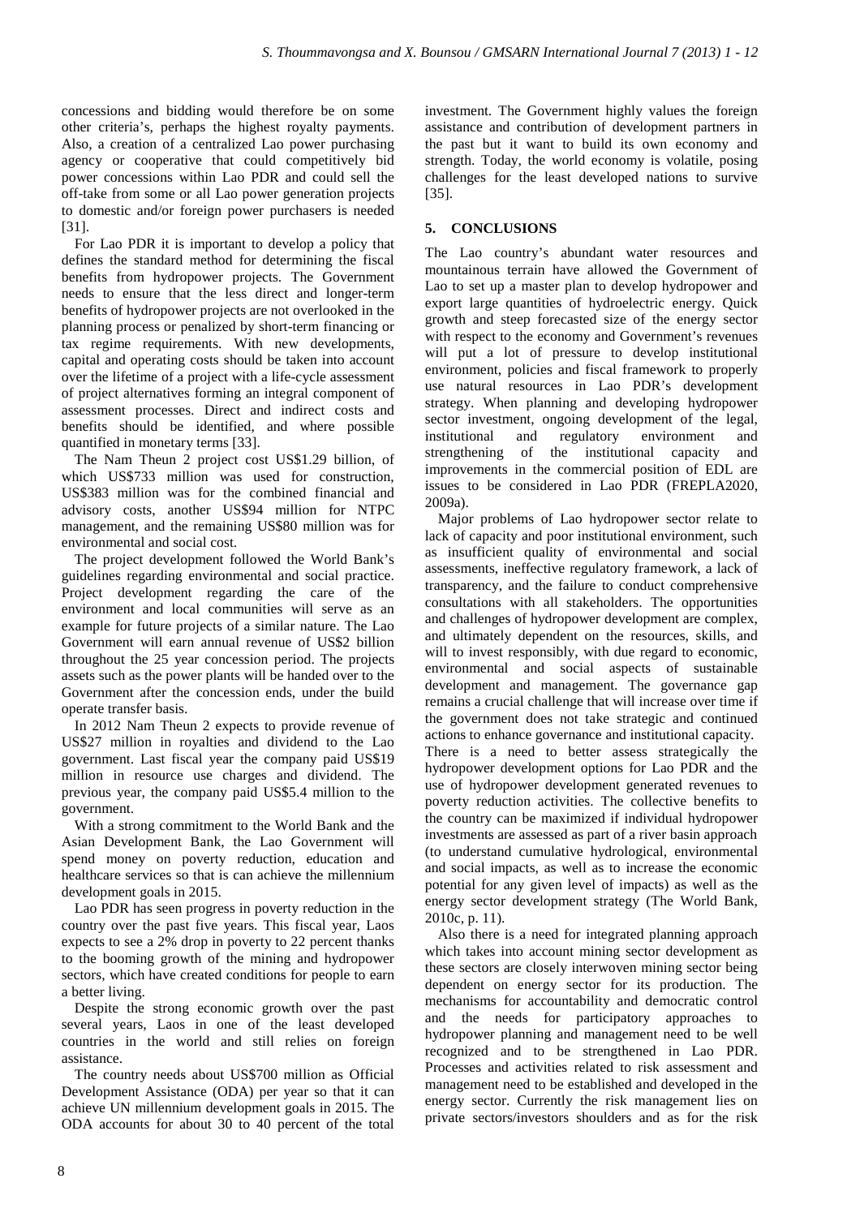concessions and bidding would therefore be on some other criteria's, perhaps the highest royalty payments. Also, a creation of a centralized Lao power purchasing agency or cooperative that could competitively bid power concessions within Lao PDR and could sell the off-take from some or all Lao power generation projects to domestic and/or foreign power purchasers is needed [31].

For Lao PDR it is important to develop a policy that defines the standard method for determining the fiscal benefits from hydropower projects. The Government needs to ensure that the less direct and longer-term benefits of hydropower projects are not overlooked in the planning process or penalized by short-term financing or tax regime requirements. With new developments, capital and operating costs should be taken into account over the lifetime of a project with a life-cycle assessment of project alternatives forming an integral component of assessment processes. Direct and indirect costs and benefits should be identified, and where possible quantified in monetary terms [33].

The Nam Theun 2 project cost US$1.29 billion, of which US$733 million was used for construction, US$383 million was for the combined financial and advisory costs, another US$94 million for NTPC management, and the remaining US$80 million was for environmental and social cost.

The project development followed the World Bank's guidelines regarding environmental and social practice. Project development regarding the care of the environment and local communities will serve as an example for future projects of a similar nature. The Lao Government will earn annual revenue of US$2 billion throughout the 25 year concession period. The projects assets such as the power plants will be handed over to the Government after the concession ends, under the build operate transfer basis.

In 2012 Nam Theun 2 expects to provide revenue of US$27 million in royalties and dividend to the Lao government. Last fiscal year the company paid US$19 million in resource use charges and dividend. The previous year, the company paid US$5.4 million to the government.

With a strong commitment to the World Bank and the Asian Development Bank, the Lao Government will spend money on poverty reduction, education and healthcare services so that is can achieve the millennium development goals in 2015.

Lao PDR has seen progress in poverty reduction in the country over the past five years. This fiscal year, Laos expects to see a 2% drop in poverty to 22 percent thanks to the booming growth of the mining and hydropower sectors, which have created conditions for people to earn a better living.

Despite the strong economic growth over the past several years, Laos in one of the least developed countries in the world and still relies on foreign assistance.

The country needs about US$700 million as Official Development Assistance (ODA) per year so that it can achieve UN millennium development goals in 2015. The ODA accounts for about 30 to 40 percent of the total investment. The Government highly values the foreign assistance and contribution of development partners in the past but it want to build its own economy and strength. Today, the world economy is volatile, posing challenges for the least developed nations to survive [35].

## 5. CONCLUSIONS

The Lao country's abundant water resources and mountainous terrain have allowed the Government of Lao to set up a master plan to develop hydropower and export large quantities of hydroelectric energy. Quick growth and steep forecasted size of the energy sector with respect to the economy and Government's revenues will put a lot of pressure to develop institutional environment, policies and fiscal framework to properly use natural resources in Lao PDR's development strategy. When planning and developing hydropower sector investment, ongoing development of the legal, institutional and regulatory environment and strengthening of the institutional capacity and improvements in the commercial position of EDL are issues to be considered in Lao PDR (FREPLA2020, 2009a).

Major problems of Lao hydropower sector relate to lack of capacity and poor institutional environment, such as insufficient quality of environmental and social assessments, ineffective regulatory framework, a lack of transparency, and the failure to conduct comprehensive consultations with all stakeholders. The opportunities and challenges of hydropower development are complex, and ultimately dependent on the resources, skills, and will to invest responsibly, with due regard to economic, environmental and social aspects of sustainable development and management. The governance gap remains a crucial challenge that will increase over time if the government does not take strategic and continued actions to enhance governance and institutional capacity. There is a need to better assess strategically the hydropower development options for Lao PDR and the use of hydropower development generated revenues to poverty reduction activities. The collective benefits to the country can be maximized if individual hydropower investments are assessed as part of a river basin approach (to understand cumulative hydrological, environmental and social impacts, as well as to increase the economic potential for any given level of impacts) as well as the energy sector development strategy (The World Bank, 2010c, p. 11).

Also there is a need for integrated planning approach which takes into account mining sector development as these sectors are closely interwoven mining sector being dependent on energy sector for its production. The mechanisms for accountability and democratic control and the needs for participatory approaches to hydropower planning and management need to be well recognized and to be strengthened in Lao PDR. Processes and activities related to risk assessment and management need to be established and developed in the energy sector. Currently the risk management lies on private sectors/investors shoulders and as for the risk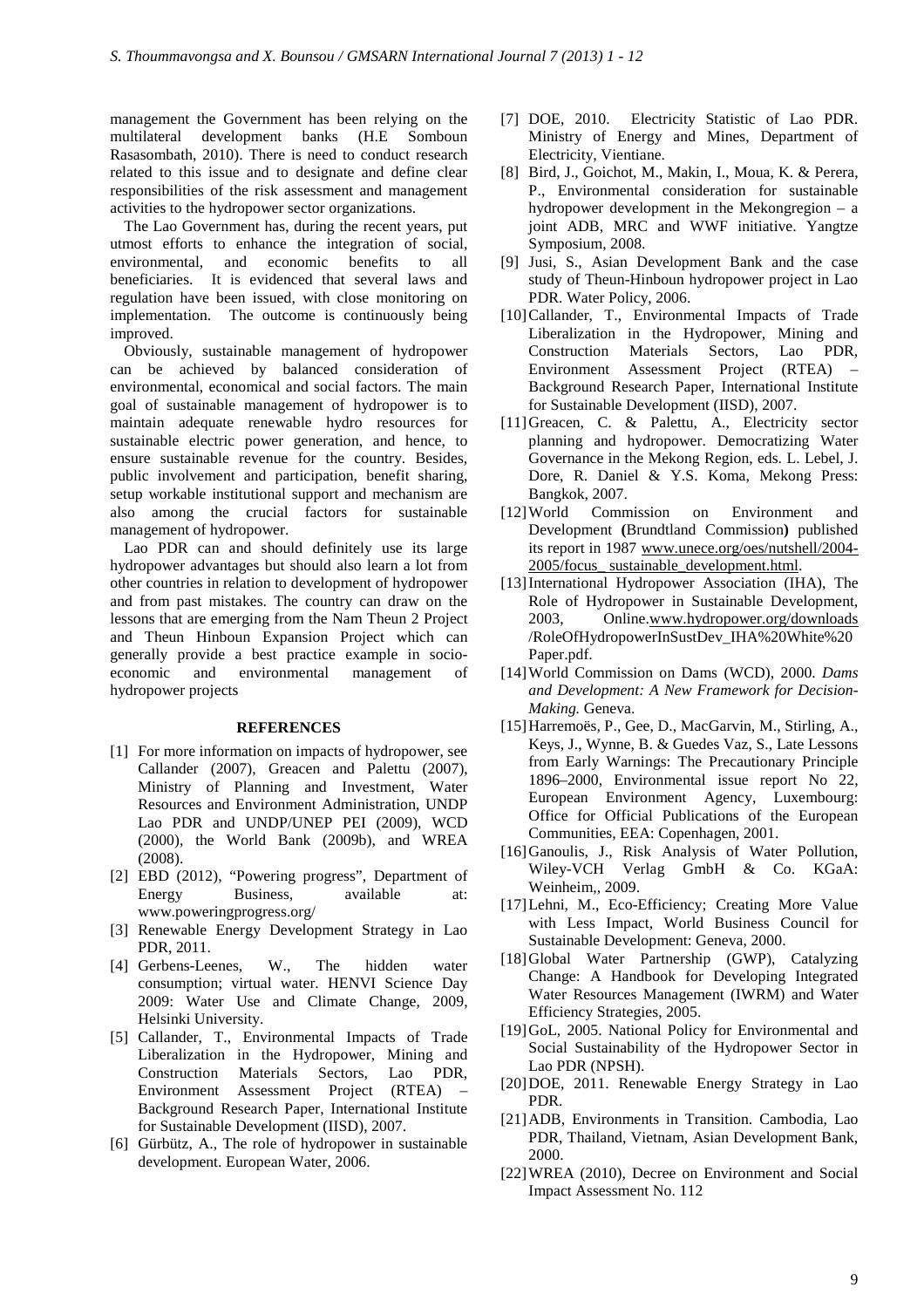management the Government has been relying on the multilateral development banks (H.E Somboun Rasasombath, 2010). There is need to conduct research related to this issue and to designate and define clear responsibilities of the risk assessment and management activities to the hydropower sector organizations.

The Lao Government has, during the recent years, put utmost efforts to enhance the integration of social, environmental, and economic benefits to all beneficiaries. It is evidenced that several laws and regulation have been issued, with close monitoring on implementation. The outcome is continuously being improved.

Obviously, sustainable management of hydropower can be achieved by balanced consideration of environmental, economical and social factors. The main goal of sustainable management of hydropower is to maintain adequate renewable hydro resources for sustainable electric power generation, and hence, to ensure sustainable revenue for the country. Besides, public involvement and participation, benefit sharing, setup workable institutional support and mechanism are also among the crucial factors for sustainable management of hydropower.

Lao PDR can and should definitely use its large hydropower advantages but should also learn a lot from other countries in relation to development of hydropower and from past mistakes. The country can draw on the lessons that are emerging from the Nam Theun 2 Project and Theun Hinboun Expansion Project which can generally provide a best practice example in socio-economic and environmental management of hydropower projects

## REFERENCES

[1] For more information on impacts of hydropower, see Callander (2007), Greacen and Palettu (2007), Ministry of Planning and Investment, Water Resources and Environment Administration, UNDP Lao PDR and UNDP/UNEP PEI (2009), WCD (2000), the World Bank (2009b), and WREA (2008).

[2] EBD (2012), "Powering progress", Department of Energy Business, available at: www.poweringprogress.org/

[3] Renewable Energy Development Strategy in Lao PDR, 2011.

[4] Gerbens-Leenes, W., The hidden water consumption; virtual water. HENVI Science Day 2009: Water Use and Climate Change, 2009, Helsinki University.

[5] Callander, T., Environmental Impacts of Trade Liberalization in the Hydropower, Mining and Construction Materials Sectors, Lao PDR, Environment Assessment Project (RTEA) – Background Research Paper, International Institute for Sustainable Development (IISD), 2007.

[6] Gürbütz, A., The role of hydropower in sustainable development. European Water, 2006.

[7] DOE, 2010. Electricity Statistic of Lao PDR. Ministry of Energy and Mines, Department of Electricity, Vientiane.

[8] Bird, J., Goichot, M., Makin, I., Moua, K. & Perera, P., Environmental consideration for sustainable hydropower development in the Mekongregion – a joint ADB, MRC and WWF initiative. Yangtze Symposium, 2008.

[9] Jusi, S., Asian Development Bank and the case study of Theun-Hinboun hydropower project in Lao PDR. Water Policy, 2006.

[10] Callander, T., Environmental Impacts of Trade Liberalization in the Hydropower, Mining and Construction Materials Sectors, Lao PDR, Environment Assessment Project (RTEA) – Background Research Paper, International Institute for Sustainable Development (IISD), 2007.

[11] Greacen, C. & Palettu, A., Electricity sector planning and hydropower. Democratizing Water Governance in the Mekong Region, eds. L. Lebel, J. Dore, R. Daniel & Y.S. Koma, Mekong Press: Bangkok, 2007.

[12] World Commission on Environment and Development **(**Brundtland Commission**)** published its report in 1987 www.unece.org/oes/nutshell/2004-2005/focus_ sustainable_development.html.

[13] International Hydropower Association (IHA), The Role of Hydropower in Sustainable Development, 2003, Online.www.hydropower.org/downloads /RoleOfHydropowerInSustDev_IHA%20White%20 Paper.pdf.

[14] World Commission on Dams (WCD), 2000. *Dams and Development: A New Framework for Decision-Making.* Geneva.

[15] Harremoës, P., Gee, D., MacGarvin, M., Stirling, A., Keys, J., Wynne, B. & Guedes Vaz, S., Late Lessons from Early Warnings: The Precautionary Principle 1896–2000, Environmental issue report No 22, European Environment Agency, Luxembourg: Office for Official Publications of the European Communities, EEA: Copenhagen, 2001.

[16] Ganoulis, J., Risk Analysis of Water Pollution, Wiley-VCH Verlag GmbH & Co. KGaA: Weinheim,, 2009.

[17] Lehni, M., Eco-Efficiency; Creating More Value with Less Impact, World Business Council for Sustainable Development: Geneva, 2000.

[18] Global Water Partnership (GWP), Catalyzing Change: A Handbook for Developing Integrated Water Resources Management (IWRM) and Water Efficiency Strategies, 2005.

[19] GoL, 2005. National Policy for Environmental and Social Sustainability of the Hydropower Sector in Lao PDR (NPSH).

[20] DOE, 2011. Renewable Energy Strategy in Lao PDR.

[21] ADB, Environments in Transition. Cambodia, Lao PDR, Thailand, Vietnam, Asian Development Bank, 2000.

[22] WREA (2010), Decree on Environment and Social Impact Assessment No. 112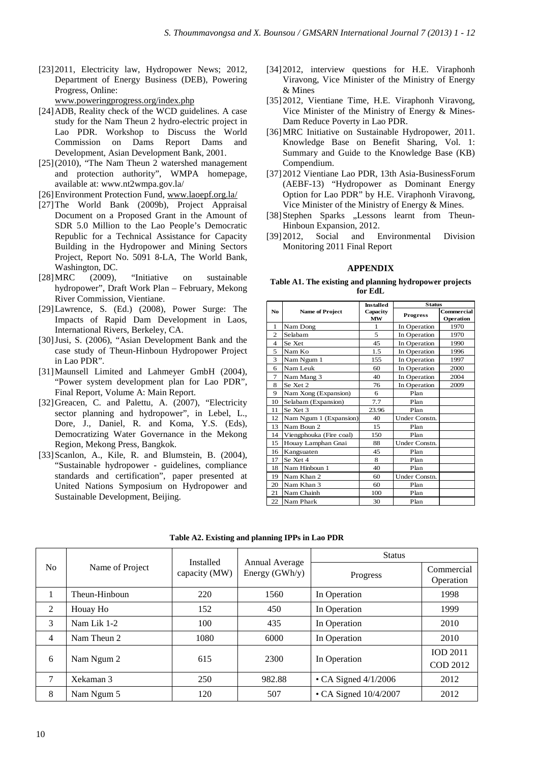[23] 2011, Electricity law, Hydropower News; 2012, Department of Energy Business (DEB), Powering Progress, Online: www.poweringprogress.org/index.php

[24] ADB, Reality check of the WCD guidelines. A case study for the Nam Theun 2 hydro-electric project in Lao PDR. Workshop to Discuss the World Commission on Dams Report Dams and Development, Asian Development Bank, 2001.

[25] (2010), "The Nam Theun 2 watershed management and protection authority", WMPA homepage, available at: www.nt2wmpa.gov.la/

[26] Environment Protection Fund, www.laoepf.org.la/

[27] The World Bank (2009b), Project Appraisal Document on a Proposed Grant in the Amount of SDR 5.0 Million to the Lao People's Democratic Republic for a Technical Assistance for Capacity Building in the Hydropower and Mining Sectors Project, Report No. 5091 8-LA, The World Bank, Washington, DC.

[28] MRC (2009), "Initiative on sustainable hydropower", Draft Work Plan – February, Mekong River Commission, Vientiane.

[29] Lawrence, S. (Ed.) (2008), Power Surge: The Impacts of Rapid Dam Development in Laos, International Rivers, Berkeley, CA.

[30] Jusi, S. (2006), "Asian Development Bank and the case study of Theun-Hinboun Hydropower Project in Lao PDR".

[31] Maunsell Limited and Lahmeyer GmbH (2004), "Power system development plan for Lao PDR", Final Report, Volume A: Main Report.

[32] Greacen, C. and Palettu, A. (2007), "Electricity sector planning and hydropower", in Lebel, L., Dore, J., Daniel, R. and Koma, Y.S. (Eds), Democratizing Water Governance in the Mekong Region, Mekong Press, Bangkok.

[33] Scanlon, A., Kile, R. and Blumstein, B. (2004), "Sustainable hydropower - guidelines, compliance standards and certification", paper presented at United Nations Symposium on Hydropower and Sustainable Development, Beijing.

[34] 2012, interview questions for H.E. Viraphonh Viravong, Vice Minister of the Ministry of Energy & Mines

[35] 2012, Vientiane Time, H.E. Viraphonh Viravong, Vice Minister of the Ministry of Energy & Mines- Dam Reduce Poverty in Lao PDR.

[36] MRC Initiative on Sustainable Hydropower, 2011. Knowledge Base on Benefit Sharing, Vol. 1: Summary and Guide to the Knowledge Base (KB) Compendium.

[37] 2012 Vientiane Lao PDR, 13th Asia-BusinessForum (AEBF-13) "Hydropower as Dominant Energy Option for Lao PDR" by H.E. Viraphonh Viravong, Vice Minister of the Ministry of Energy & Mines.

[38] Stephen Sparks „Lessons learnt from Theun-Hinboun Expansion, 2012.

[39] 2012, Social and Environmental Division Monitoring 2011 Final Report

## APPENDIX

**Table A1. The existing and planning hydropower projects for EdL**

| No | Name of Project | Installed Capacity MW | Status | |
|---|---|---|---|---|
| | | | Progress | Commercial Operation |
| 1 | Nam Dong | 1 | In Operation | 1970 |
| 2 | Selabam | 5 | In Operation | 1970 |
| 4 | Se Xet | 45 | In Operation | 1990 |
| 5 | Nam Ko | 1.5 | In Operation | 1996 |
| 3 | Nam Ngum 1 | 155 | In Operation | 1997 |
| 6 | Nam Leuk | 60 | In Operation | 2000 |
| 7 | Nam Mang 3 | 40 | In Operation | 2004 |
| 8 | Se Xet 2 | 76 | In Operation | 2009 |
| 9 | Nam Xong (Expansion) | 6 | Plan | |
| 10 | Selabam (Expansion) | 7.7 | Plan | |
| 11 | Se Xet 3 | 23.96 | Plan | |
| 12 | Nam Ngum 1 (Expansion) | 40 | Under Constn. | |
| 13 | Nam Boun 2 | 15 | Plan | |
| 14 | Viengphouka (Fire coal) | 150 | Plan | |
| 15 | Houay Lamphan Gnai | 88 | Under Constn. | |
| 16 | Kangsuaten | 45 | Plan | |
| 17 | Se Xet 4 | 8 | Plan | |
| 18 | Nam Hinboun 1 | 40 | Plan | |
| 19 | Nam Khan 2 | 60 | Under Constn. | |
| 20 | Nam Khan 3 | 60 | Plan | |
| 21 | Nam Chainh | 100 | Plan | |
| 22 | Nam Phark | 30 | Plan | |

**Table A2. Existing and planning IPPs in Lao PDR**

| No | Name of Project | Installed capacity (MW) | Annual Average Energy (GWh/y) | Status | |
|---|---|---|---|---|---|
| | | | | Progress | Commercial Operation |
| 1 | Theun-Hinboun | 220 | 1560 | In Operation | 1998 |
| 2 | Houay Ho | 152 | 450 | In Operation | 1999 |
| 3 | Nam Lik 1-2 | 100 | 435 | In Operation | 2010 |
| 4 | Nam Theun 2 | 1080 | 6000 | In Operation | 2010 |
| 6 | Nam Ngum 2 | 615 | 2300 | In Operation | IOD 2011<br>COD 2012 |
| 7 | Xekaman 3 | 250 | 982.88 | • CA Signed 4/1/2006 | 2012 |
| 8 | Nam Ngum 5 | 120 | 507 | • CA Signed 10/4/2007 | 2012 |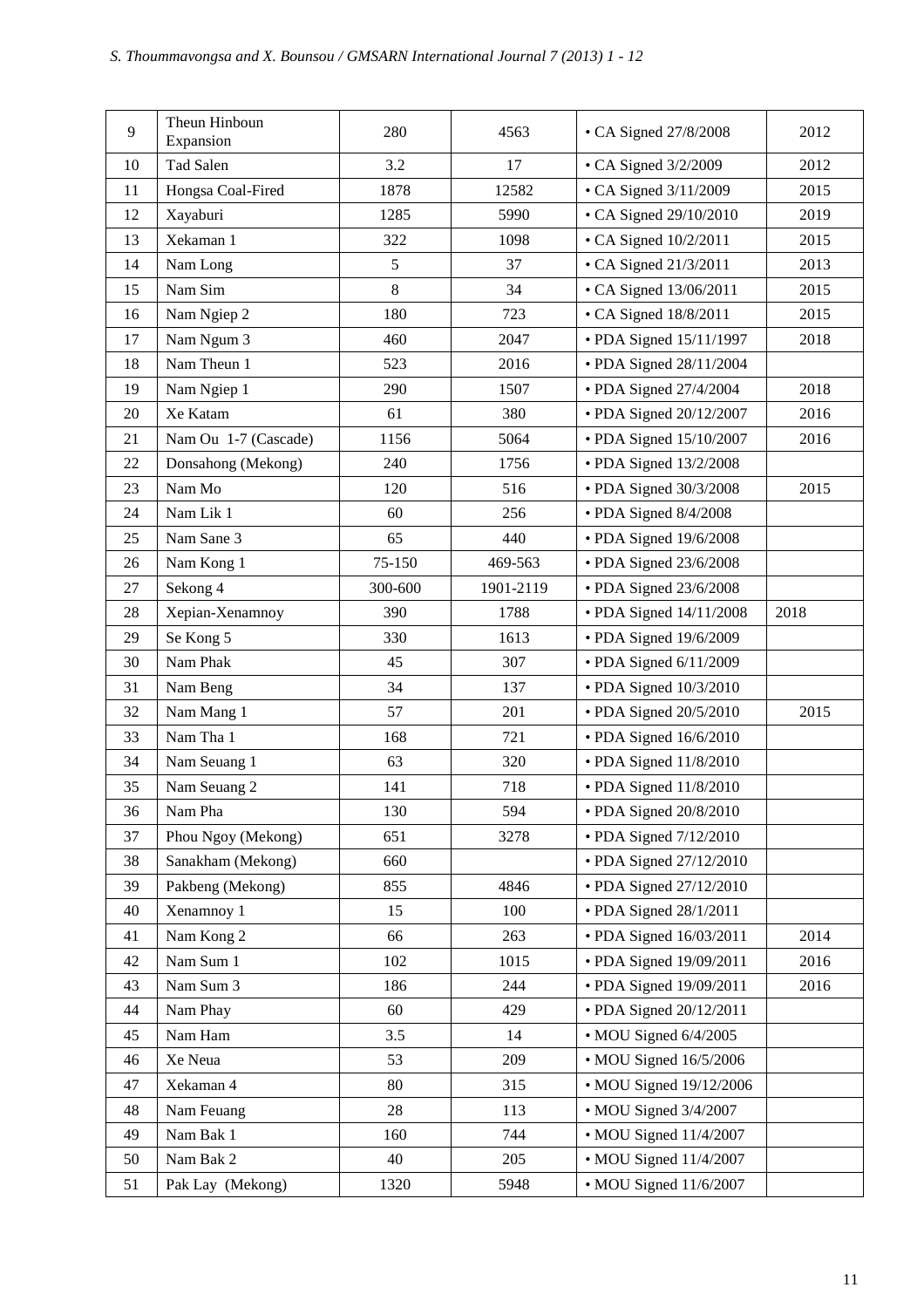| 9 | Theun Hinboun Expansion | 280 | 4563 | • CA Signed 27/8/2008 | 2012 |
|---|---|---|---|---|---|
| 10 | Tad Salen | 3.2 | 17 | • CA Signed 3/2/2009 | 2012 |
| 11 | Hongsa Coal-Fired | 1878 | 12582 | • CA Signed 3/11/2009 | 2015 |
| 12 | Xayaburi | 1285 | 5990 | • CA Signed 29/10/2010 | 2019 |
| 13 | Xekaman 1 | 322 | 1098 | • CA Signed 10/2/2011 | 2015 |
| 14 | Nam Long | 5 | 37 | • CA Signed 21/3/2011 | 2013 |
| 15 | Nam Sim | 8 | 34 | • CA Signed 13/06/2011 | 2015 |
| 16 | Nam Ngiep 2 | 180 | 723 | • CA Signed 18/8/2011 | 2015 |
| 17 | Nam Ngum 3 | 460 | 2047 | • PDA Signed 15/11/1997 | 2018 |
| 18 | Nam Theun 1 | 523 | 2016 | • PDA Signed 28/11/2004 | |
| 19 | Nam Ngiep 1 | 290 | 1507 | • PDA Signed 27/4/2004 | 2018 |
| 20 | Xe Katam | 61 | 380 | • PDA Signed 20/12/2007 | 2016 |
| 21 | Nam Ou 1-7 (Cascade) | 1156 | 5064 | • PDA Signed 15/10/2007 | 2016 |
| 22 | Donsahong (Mekong) | 240 | 1756 | • PDA Signed 13/2/2008 | |
| 23 | Nam Mo | 120 | 516 | • PDA Signed 30/3/2008 | 2015 |
| 24 | Nam Lik 1 | 60 | 256 | • PDA Signed 8/4/2008 | |
| 25 | Nam Sane 3 | 65 | 440 | • PDA Signed 19/6/2008 | |
| 26 | Nam Kong 1 | 75-150 | 469-563 | • PDA Signed 23/6/2008 | |
| 27 | Sekong 4 | 300-600 | 1901-2119 | • PDA Signed 23/6/2008 | |
| 28 | Xepian-Xenamnoy | 390 | 1788 | • PDA Signed 14/11/2008 | 2018 |
| 29 | Se Kong 5 | 330 | 1613 | • PDA Signed 19/6/2009 | |
| 30 | Nam Phak | 45 | 307 | • PDA Signed 6/11/2009 | |
| 31 | Nam Beng | 34 | 137 | • PDA Signed 10/3/2010 | |
| 32 | Nam Mang 1 | 57 | 201 | • PDA Signed 20/5/2010 | 2015 |
| 33 | Nam Tha 1 | 168 | 721 | • PDA Signed 16/6/2010 | |
| 34 | Nam Seuang 1 | 63 | 320 | • PDA Signed 11/8/2010 | |
| 35 | Nam Seuang 2 | 141 | 718 | • PDA Signed 11/8/2010 | |
| 36 | Nam Pha | 130 | 594 | • PDA Signed 20/8/2010 | |
| 37 | Phou Ngoy (Mekong) | 651 | 3278 | • PDA Signed 7/12/2010 | |
| 38 | Sanakham (Mekong) | 660 | | • PDA Signed 27/12/2010 | |
| 39 | Pakbeng (Mekong) | 855 | 4846 | • PDA Signed 27/12/2010 | |
| 40 | Xenamnoy 1 | 15 | 100 | • PDA Signed 28/1/2011 | |
| 41 | Nam Kong 2 | 66 | 263 | • PDA Signed 16/03/2011 | 2014 |
| 42 | Nam Sum 1 | 102 | 1015 | • PDA Signed 19/09/2011 | 2016 |
| 43 | Nam Sum 3 | 186 | 244 | • PDA Signed 19/09/2011 | 2016 |
| 44 | Nam Phay | 60 | 429 | • PDA Signed 20/12/2011 | |
| 45 | Nam Ham | 3.5 | 14 | • MOU Signed 6/4/2005 | |
| 46 | Xe Neua | 53 | 209 | • MOU Signed 16/5/2006 | |
| 47 | Xekaman 4 | 80 | 315 | • MOU Signed 19/12/2006 | |
| 48 | Nam Feuang | 28 | 113 | • MOU Signed 3/4/2007 | |
| 49 | Nam Bak 1 | 160 | 744 | • MOU Signed 11/4/2007 | |
| 50 | Nam Bak 2 | 40 | 205 | • MOU Signed 11/4/2007 | |
| 51 | Pak Lay (Mekong) | 1320 | 5948 | • MOU Signed 11/6/2007 | |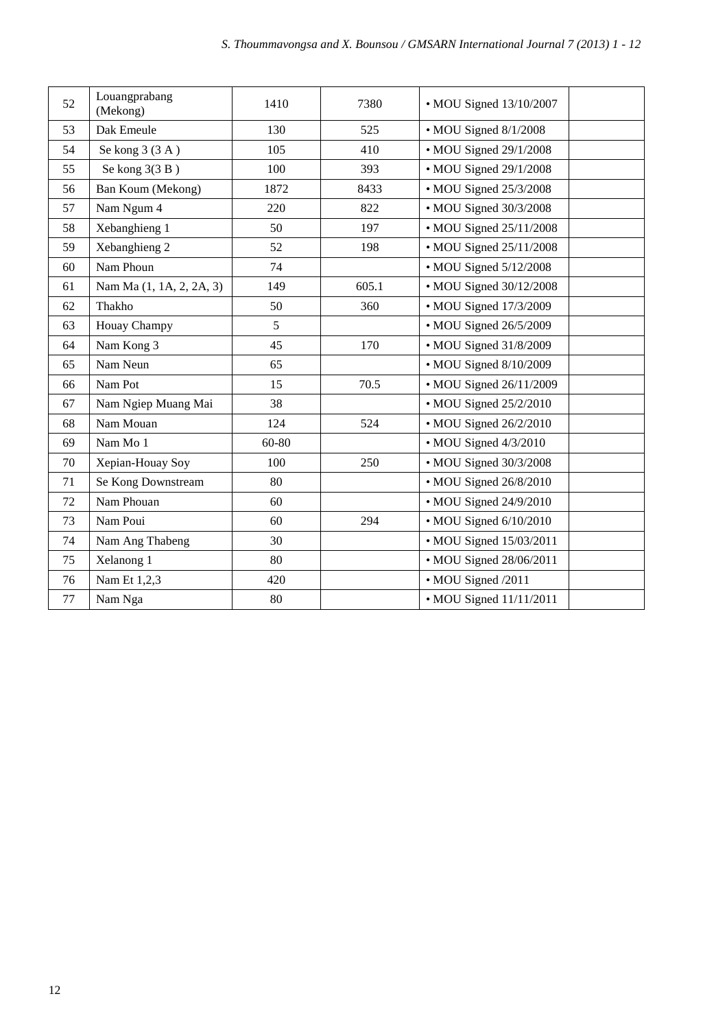| | | | | | |
|---|---|---|---|---|---|
| 52 | Louangprabang (Mekong) | 1410 | 7380 | • MOU Signed 13/10/2007 | |
| 53 | Dak Emeule | 130 | 525 | • MOU Signed 8/1/2008 | |
| 54 | Se kong 3 (3 A ) | 105 | 410 | • MOU Signed 29/1/2008 | |
| 55 | Se kong 3(3 B ) | 100 | 393 | • MOU Signed 29/1/2008 | |
| 56 | Ban Koum (Mekong) | 1872 | 8433 | • MOU Signed 25/3/2008 | |
| 57 | Nam Ngum 4 | 220 | 822 | • MOU Signed 30/3/2008 | |
| 58 | Xebanghieng 1 | 50 | 197 | • MOU Signed 25/11/2008 | |
| 59 | Xebanghieng 2 | 52 | 198 | • MOU Signed 25/11/2008 | |
| 60 | Nam Phoun | 74 | | • MOU Signed 5/12/2008 | |
| 61 | Nam Ma (1, 1A, 2, 2A, 3) | 149 | 605.1 | • MOU Signed 30/12/2008 | |
| 62 | Thakho | 50 | 360 | • MOU Signed 17/3/2009 | |
| 63 | Houay Champy | 5 | | • MOU Signed 26/5/2009 | |
| 64 | Nam Kong 3 | 45 | 170 | • MOU Signed 31/8/2009 | |
| 65 | Nam Neun | 65 | | • MOU Signed 8/10/2009 | |
| 66 | Nam Pot | 15 | 70.5 | • MOU Signed 26/11/2009 | |
| 67 | Nam Ngiep Muang Mai | 38 | | • MOU Signed 25/2/2010 | |
| 68 | Nam Mouan | 124 | 524 | • MOU Signed 26/2/2010 | |
| 69 | Nam Mo 1 | 60-80 | | • MOU Signed 4/3/2010 | |
| 70 | Xepian-Houay Soy | 100 | 250 | • MOU Signed 30/3/2008 | |
| 71 | Se Kong Downstream | 80 | | • MOU Signed 26/8/2010 | |
| 72 | Nam Phouan | 60 | | • MOU Signed 24/9/2010 | |
| 73 | Nam Poui | 60 | 294 | • MOU Signed 6/10/2010 | |
| 74 | Nam Ang Thabeng | 30 | | • MOU Signed 15/03/2011 | |
| 75 | Xelanong 1 | 80 | | • MOU Signed 28/06/2011 | |
| 76 | Nam Et 1,2,3 | 420 | | • MOU Signed /2011 | |
| 77 | Nam Nga | 80 | | • MOU Signed 11/11/2011 | |